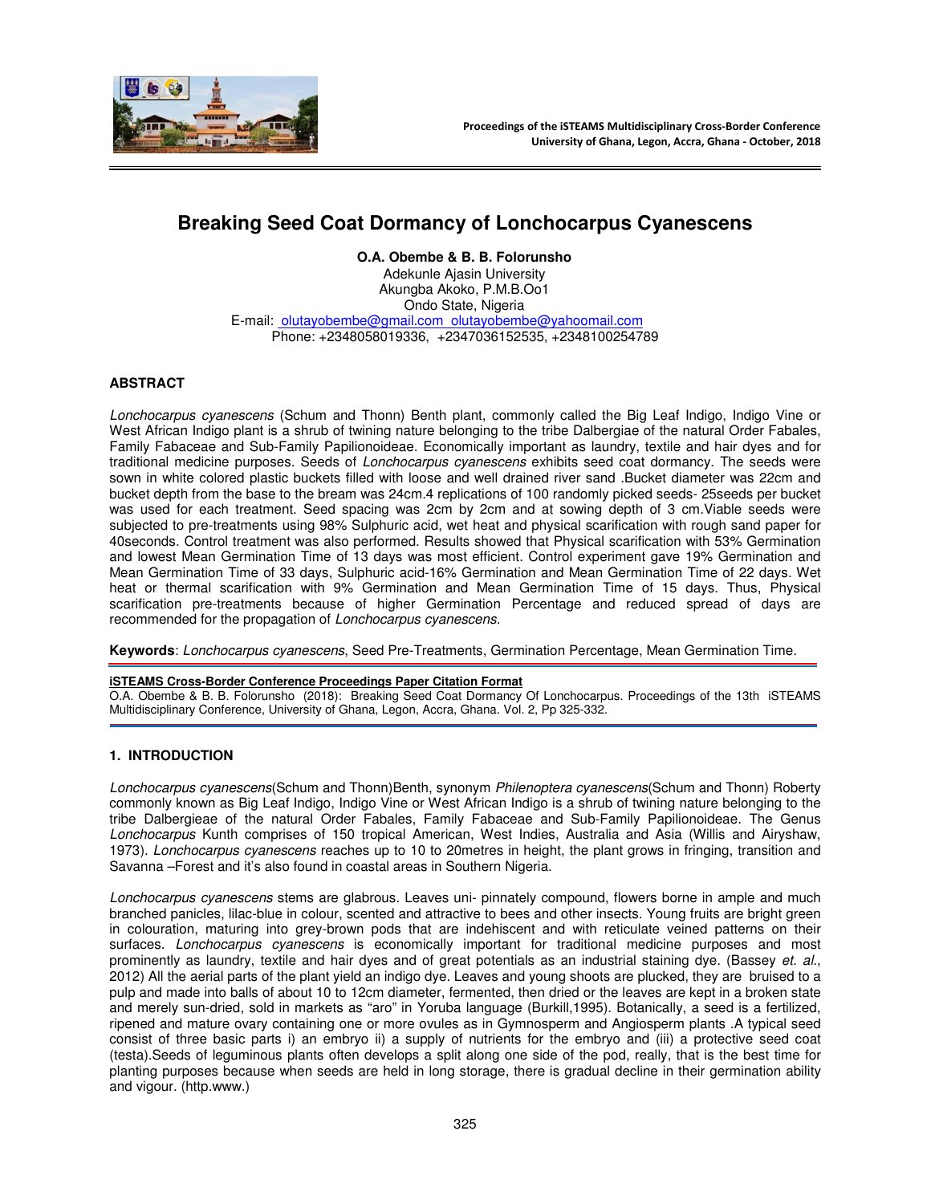# Breaking Seed Coat Dormancy of Lonchocarpus Cyanescens

**O.A. Obembe & B. B. Folorunsho**
Adekunle Ajasin University
Akungba Akoko, P.M.B.Oo1
Ondo State, Nigeria
E-mail: olutayobembe@gmail.com olutayobembe@yahoomail.com
Phone: +2348058019336, +2347036152535, +2348100254789

## ABSTRACT

*Lonchocarpus cyanescens* (Schum and Thonn) Benth plant, commonly called the Big Leaf Indigo, Indigo Vine or West African Indigo plant is a shrub of twining nature belonging to the tribe Dalbergiae of the natural Order Fabales, Family Fabaceae and Sub-Family Papilionoideae. Economically important as laundry, textile and hair dyes and for traditional medicine purposes. Seeds of *Lonchocarpus cyanescens* exhibits seed coat dormancy. The seeds were sown in white colored plastic buckets filled with loose and well drained river sand .Bucket diameter was 22cm and bucket depth from the base to the bream was 24cm.4 replications of 100 randomly picked seeds- 25seeds per bucket was used for each treatment. Seed spacing was 2cm by 2cm and at sowing depth of 3 cm.Viable seeds were subjected to pre-treatments using 98% Sulphuric acid, wet heat and physical scarification with rough sand paper for 40seconds. Control treatment was also performed. Results showed that Physical scarification with 53% Germination and lowest Mean Germination Time of 13 days was most efficient. Control experiment gave 19% Germination and Mean Germination Time of 33 days, Sulphuric acid-16% Germination and Mean Germination Time of 22 days. Wet heat or thermal scarification with 9% Germination and Mean Germination Time of 15 days. Thus, Physical scarification pre-treatments because of higher Germination Percentage and reduced spread of days are recommended for the propagation of *Lonchocarpus cyanescens*.

**Keywords**: *Lonchocarpus cyanescens*, Seed Pre-Treatments, Germination Percentage, Mean Germination Time.

**iSTEAMS Cross-Border Conference Proceedings Paper Citation Format**
O.A. Obembe & B. B. Folorunsho (2018): Breaking Seed Coat Dormancy Of Lonchocarpus. Proceedings of the 13th iSTEAMS Multidisciplinary Conference, University of Ghana, Legon, Accra, Ghana. Vol. 2, Pp 325-332.

## 1. INTRODUCTION

*Lonchocarpus cyanescens*(Schum and Thonn)Benth, synonym *Philenoptera cyanescens*(Schum and Thonn) Roberty commonly known as Big Leaf Indigo, Indigo Vine or West African Indigo is a shrub of twining nature belonging to the tribe Dalbergieae of the natural Order Fabales, Family Fabaceae and Sub-Family Papilionoideae. The Genus *Lonchocarpus* Kunth comprises of 150 tropical American, West Indies, Australia and Asia (Willis and Airyshaw, 1973). *Lonchocarpus cyanescens* reaches up to 10 to 20metres in height, the plant grows in fringing, transition and Savanna –Forest and it's also found in coastal areas in Southern Nigeria.

*Lonchocarpus cyanescens* stems are glabrous. Leaves uni- pinnately compound, flowers borne in ample and much branched panicles, lilac-blue in colour, scented and attractive to bees and other insects. Young fruits are bright green in colouration, maturing into grey-brown pods that are indehiscent and with reticulate veined patterns on their surfaces. *Lonchocarpus cyanescens* is economically important for traditional medicine purposes and most prominently as laundry, textile and hair dyes and of great potentials as an industrial staining dye. (Bassey *et. al*., 2012) All the aerial parts of the plant yield an indigo dye. Leaves and young shoots are plucked, they are bruised to a pulp and made into balls of about 10 to 12cm diameter, fermented, then dried or the leaves are kept in a broken state and merely sun-dried, sold in markets as "aro" in Yoruba language (Burkill,1995). Botanically, a seed is a fertilized, ripened and mature ovary containing one or more ovules as in Gymnosperm and Angiosperm plants .A typical seed consist of three basic parts i) an embryo ii) a supply of nutrients for the embryo and (iii) a protective seed coat (testa).Seeds of leguminous plants often develops a split along one side of the pod, really, that is the best time for planting purposes because when seeds are held in long storage, there is gradual decline in their germination ability and vigour. (http.www.)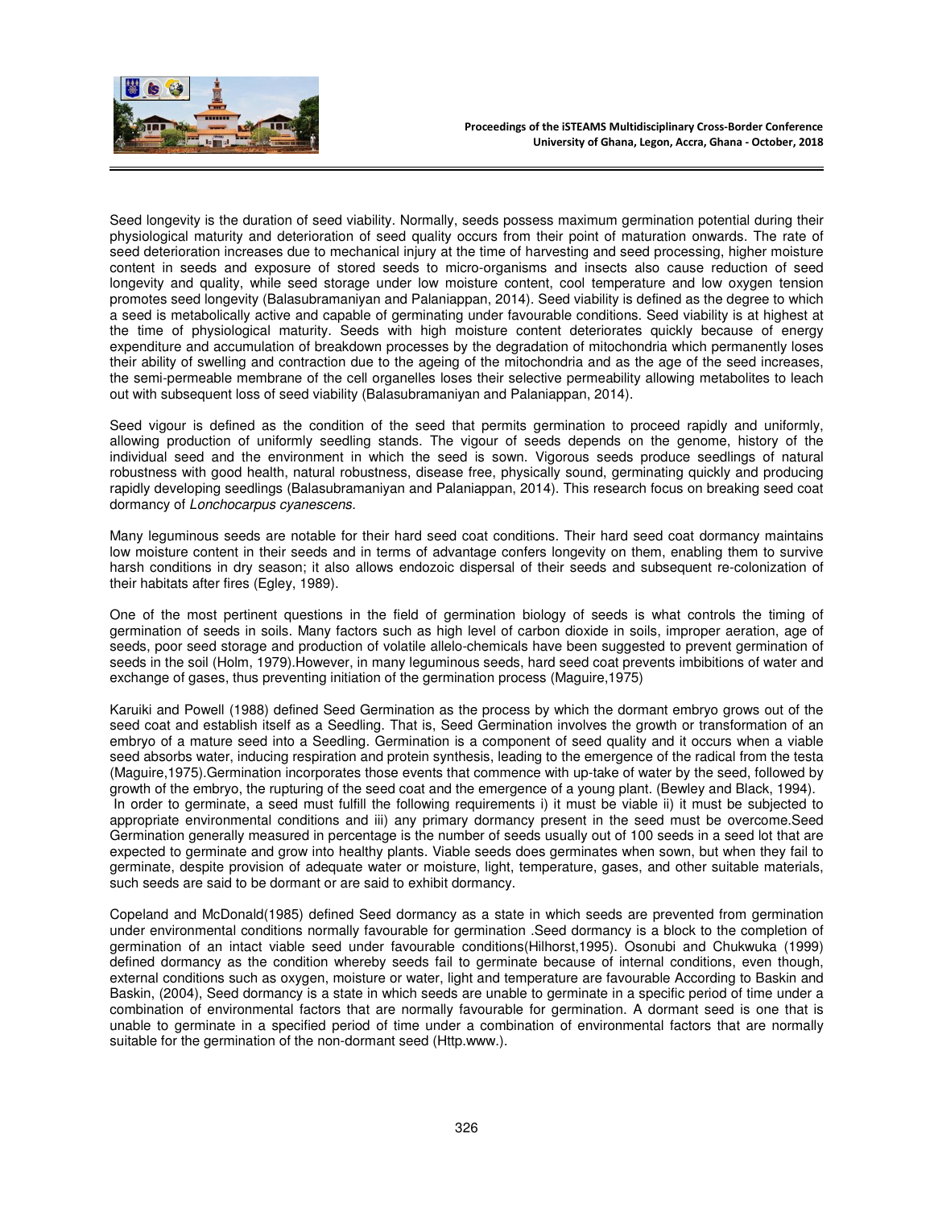Seed longevity is the duration of seed viability. Normally, seeds possess maximum germination potential during their physiological maturity and deterioration of seed quality occurs from their point of maturation onwards. The rate of seed deterioration increases due to mechanical injury at the time of harvesting and seed processing, higher moisture content in seeds and exposure of stored seeds to micro-organisms and insects also cause reduction of seed longevity and quality, while seed storage under low moisture content, cool temperature and low oxygen tension promotes seed longevity (Balasubramaniyan and Palaniappan, 2014). Seed viability is defined as the degree to which a seed is metabolically active and capable of germinating under favourable conditions. Seed viability is at highest at the time of physiological maturity. Seeds with high moisture content deteriorates quickly because of energy expenditure and accumulation of breakdown processes by the degradation of mitochondria which permanently loses their ability of swelling and contraction due to the ageing of the mitochondria and as the age of the seed increases, the semi-permeable membrane of the cell organelles loses their selective permeability allowing metabolites to leach out with subsequent loss of seed viability (Balasubramaniyan and Palaniappan, 2014).

Seed vigour is defined as the condition of the seed that permits germination to proceed rapidly and uniformly, allowing production of uniformly seedling stands. The vigour of seeds depends on the genome, history of the individual seed and the environment in which the seed is sown. Vigorous seeds produce seedlings of natural robustness with good health, natural robustness, disease free, physically sound, germinating quickly and producing rapidly developing seedlings (Balasubramaniyan and Palaniappan, 2014). This research focus on breaking seed coat dormancy of *Lonchocarpus cyanescens.*

Many leguminous seeds are notable for their hard seed coat conditions. Their hard seed coat dormancy maintains low moisture content in their seeds and in terms of advantage confers longevity on them, enabling them to survive harsh conditions in dry season; it also allows endozoic dispersal of their seeds and subsequent re-colonization of their habitats after fires (Egley, 1989).

One of the most pertinent questions in the field of germination biology of seeds is what controls the timing of germination of seeds in soils. Many factors such as high level of carbon dioxide in soils, improper aeration, age of seeds, poor seed storage and production of volatile allelo-chemicals have been suggested to prevent germination of seeds in the soil (Holm, 1979).However, in many leguminous seeds, hard seed coat prevents imbibitions of water and exchange of gases, thus preventing initiation of the germination process (Maguire,1975)

Karuiki and Powell (1988) defined Seed Germination as the process by which the dormant embryo grows out of the seed coat and establish itself as a Seedling. That is, Seed Germination involves the growth or transformation of an embryo of a mature seed into a Seedling. Germination is a component of seed quality and it occurs when a viable seed absorbs water, inducing respiration and protein synthesis, leading to the emergence of the radical from the testa (Maguire,1975).Germination incorporates those events that commence with up-take of water by the seed, followed by growth of the embryo, the rupturing of the seed coat and the emergence of a young plant. (Bewley and Black, 1994).
In order to germinate, a seed must fulfill the following requirements i) it must be viable ii) it must be subjected to appropriate environmental conditions and iii) any primary dormancy present in the seed must be overcome.Seed Germination generally measured in percentage is the number of seeds usually out of 100 seeds in a seed lot that are expected to germinate and grow into healthy plants. Viable seeds does germinates when sown, but when they fail to germinate, despite provision of adequate water or moisture, light, temperature, gases, and other suitable materials, such seeds are said to be dormant or are said to exhibit dormancy.

Copeland and McDonald(1985) defined Seed dormancy as a state in which seeds are prevented from germination under environmental conditions normally favourable for germination .Seed dormancy is a block to the completion of germination of an intact viable seed under favourable conditions(Hilhorst,1995). Osonubi and Chukwuka (1999) defined dormancy as the condition whereby seeds fail to germinate because of internal conditions, even though, external conditions such as oxygen, moisture or water, light and temperature are favourable According to Baskin and Baskin, (2004), Seed dormancy is a state in which seeds are unable to germinate in a specific period of time under a combination of environmental factors that are normally favourable for germination. A dormant seed is one that is unable to germinate in a specified period of time under a combination of environmental factors that are normally suitable for the germination of the non-dormant seed (Http.www.).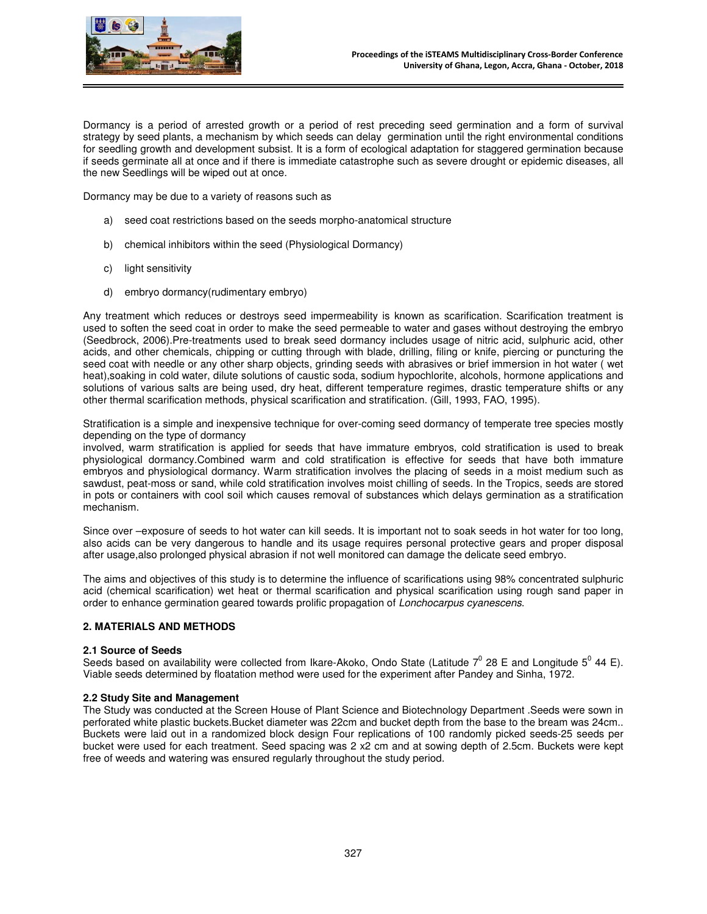Dormancy is a period of arrested growth or a period of rest preceding seed germination and a form of survival strategy by seed plants, a mechanism by which seeds can delay germination until the right environmental conditions for seedling growth and development subsist. It is a form of ecological adaptation for staggered germination because if seeds germinate all at once and if there is immediate catastrophe such as severe drought or epidemic diseases, all the new Seedlings will be wiped out at once.

Dormancy may be due to a variety of reasons such as

a) seed coat restrictions based on the seeds morpho-anatomical structure

b) chemical inhibitors within the seed (Physiological Dormancy)

c) light sensitivity

d) embryo dormancy(rudimentary embryo)

Any treatment which reduces or destroys seed impermeability is known as scarification. Scarification treatment is used to soften the seed coat in order to make the seed permeable to water and gases without destroying the embryo (Seedbrock, 2006).Pre-treatments used to break seed dormancy includes usage of nitric acid, sulphuric acid, other acids, and other chemicals, chipping or cutting through with blade, drilling, filing or knife, piercing or puncturing the seed coat with needle or any other sharp objects, grinding seeds with abrasives or brief immersion in hot water ( wet heat),soaking in cold water, dilute solutions of caustic soda, sodium hypochlorite, alcohols, hormone applications and solutions of various salts are being used, dry heat, different temperature regimes, drastic temperature shifts or any other thermal scarification methods, physical scarification and stratification. (Gill, 1993, FAO, 1995).

Stratification is a simple and inexpensive technique for over-coming seed dormancy of temperate tree species mostly depending on the type of dormancy

involved, warm stratification is applied for seeds that have immature embryos, cold stratification is used to break physiological dormancy.Combined warm and cold stratification is effective for seeds that have both immature embryos and physiological dormancy. Warm stratification involves the placing of seeds in a moist medium such as sawdust, peat-moss or sand, while cold stratification involves moist chilling of seeds. In the Tropics, seeds are stored in pots or containers with cool soil which causes removal of substances which delays germination as a stratification mechanism.

Since over –exposure of seeds to hot water can kill seeds. It is important not to soak seeds in hot water for too long, also acids can be very dangerous to handle and its usage requires personal protective gears and proper disposal after usage,also prolonged physical abrasion if not well monitored can damage the delicate seed embryo.

The aims and objectives of this study is to determine the influence of scarifications using 98% concentrated sulphuric acid (chemical scarification) wet heat or thermal scarification and physical scarification using rough sand paper in order to enhance germination geared towards prolific propagation of *Lonchocarpus cyanescens*.

## 2. MATERIALS AND METHODS

### 2.1 Source of Seeds

Seeds based on availability were collected from Ikare-Akoko, Ondo State (Latitude $7^0$ 28 E and Longitude $5^0$ 44 E). Viable seeds determined by floatation method were used for the experiment after Pandey and Sinha, 1972.

### 2.2 Study Site and Management

The Study was conducted at the Screen House of Plant Science and Biotechnology Department .Seeds were sown in perforated white plastic buckets.Bucket diameter was 22cm and bucket depth from the base to the bream was 24cm.. Buckets were laid out in a randomized block design Four replications of 100 randomly picked seeds-25 seeds per bucket were used for each treatment. Seed spacing was 2 x2 cm and at sowing depth of 2.5cm. Buckets were kept free of weeds and watering was ensured regularly throughout the study period.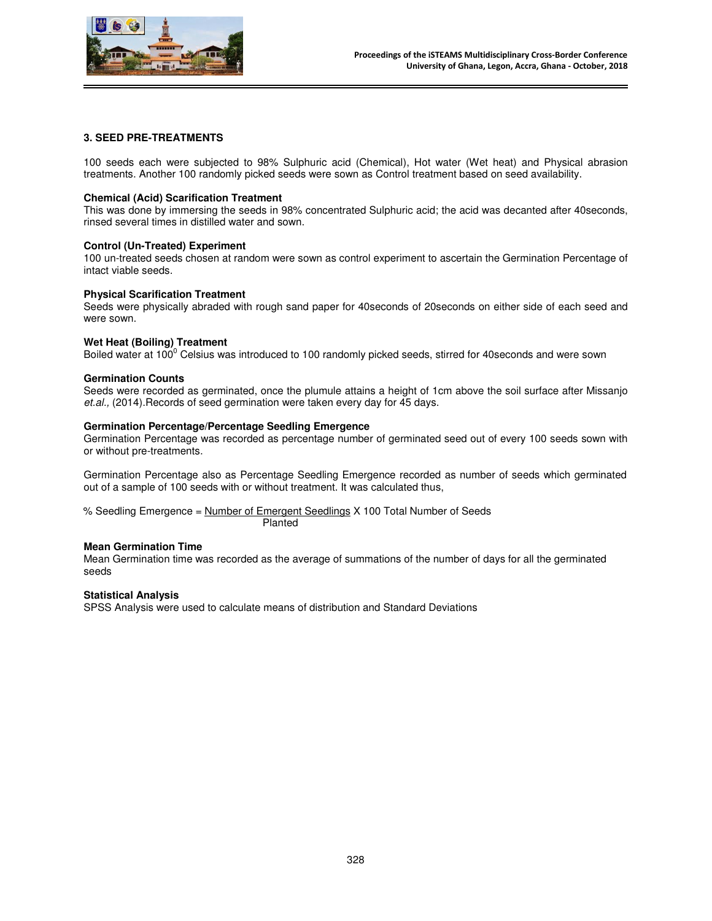## 3. SEED PRE-TREATMENTS

100 seeds each were subjected to 98% Sulphuric acid (Chemical), Hot water (Wet heat) and Physical abrasion treatments. Another 100 randomly picked seeds were sown as Control treatment based on seed availability.

**Chemical (Acid) Scarification Treatment**
This was done by immersing the seeds in 98% concentrated Sulphuric acid; the acid was decanted after 40seconds, rinsed several times in distilled water and sown.

**Control (Un-Treated) Experiment**
100 un-treated seeds chosen at random were sown as control experiment to ascertain the Germination Percentage of intact viable seeds.

**Physical Scarification Treatment**
Seeds were physically abraded with rough sand paper for 40seconds of 20seconds on either side of each seed and were sown.

**Wet Heat (Boiling) Treatment**
Boiled water at $100^0$ Celsius was introduced to 100 randomly picked seeds, stirred for 40seconds and were sown

**Germination Counts**
Seeds were recorded as germinated, once the plumule attains a height of 1cm above the soil surface after Missanjo *et.al.,* (2014).Records of seed germination were taken every day for 45 days.

**Germination Percentage/Percentage Seedling Emergence**
Germination Percentage was recorded as percentage number of germinated seed out of every 100 seeds sown with or without pre-treatments.

Germination Percentage also as Percentage Seedling Emergence recorded as number of seeds which germinated out of a sample of 100 seeds with or without treatment. It was calculated thus,

$$\% \text{ Seedling Emergence} = \frac{\text{Number of Emergent Seedlings}}{\text{Total Number of Seeds Planted}} \times 100$$

**Mean Germination Time**
Mean Germination time was recorded as the average of summations of the number of days for all the germinated seeds

**Statistical Analysis**
SPSS Analysis were used to calculate means of distribution and Standard Deviations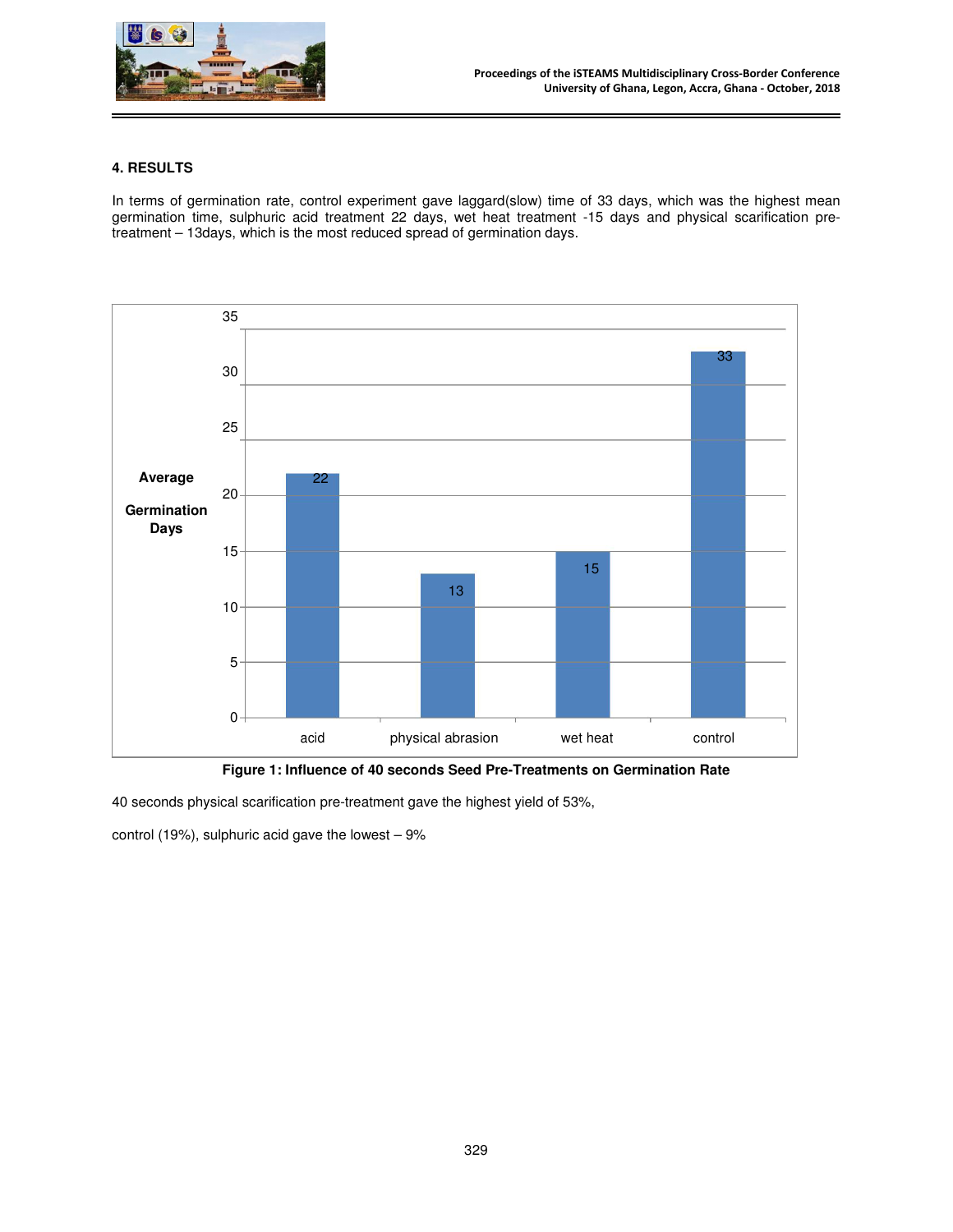### 4. RESULTS

In terms of germination rate, control experiment gave laggard(slow) time of 33 days, which was the highest mean germination time, sulphuric acid treatment 22 days, wet heat treatment -15 days and physical scarification pre-treatment – 13days, which is the most reduced spread of germination days.

| | acid | physical abrasion | wet heat | control |
|---|---|---|---|---|
| Average Germination Days | 22 | 13 | 15 | 33 |

**Figure 1: Influence of 40 seconds Seed Pre-Treatments on Germination Rate**

40 seconds physical scarification pre-treatment gave the highest yield of 53%,

control (19%), sulphuric acid gave the lowest – 9%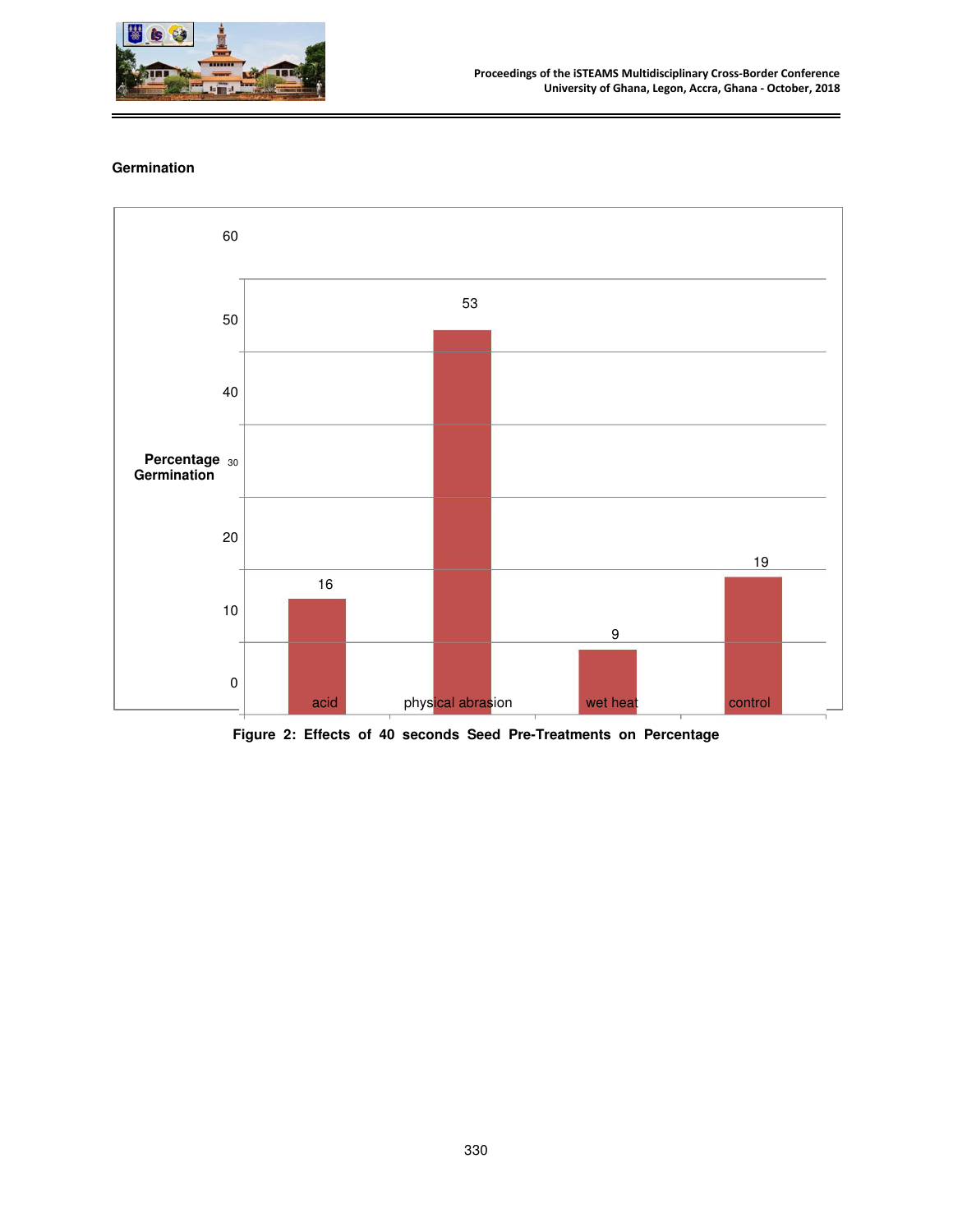**Germination**

| Treatment | Percentage Germination |
|---|---|
| acid | 16 |
| physical abrasion | 53 |
| wet heat | 9 |
| control | 19 |

**Figure 2: Effects of 40 seconds Seed Pre-Treatments on Percentage**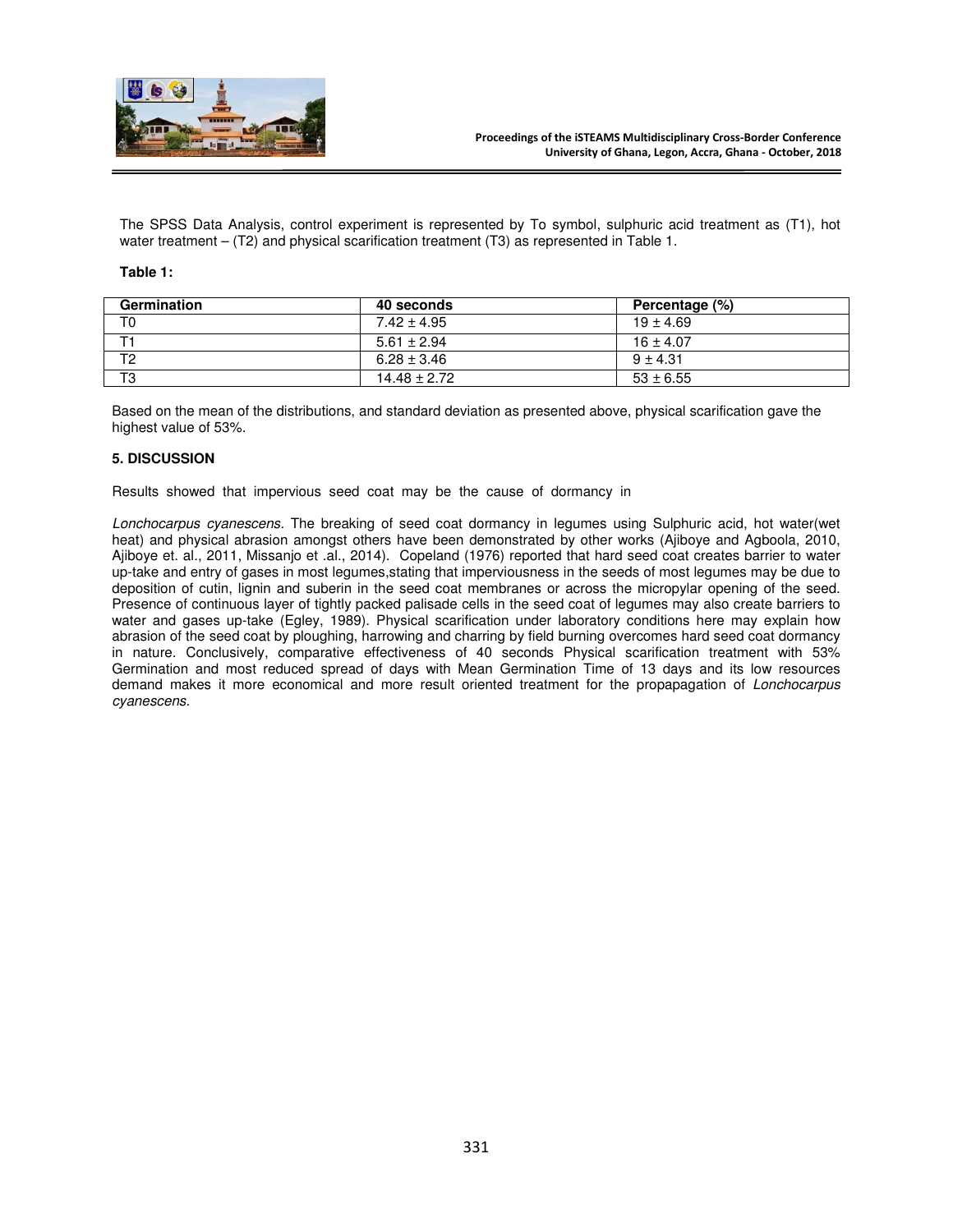The SPSS Data Analysis, control experiment is represented by To symbol, sulphuric acid treatment as (T1), hot water treatment – (T2) and physical scarification treatment (T3) as represented in Table 1.

**Table 1:**

| Germination | 40 seconds | Percentage (%) |
|---|---|---|
| T0 | 7.42 ± 4.95 | 19 ± 4.69 |
| T1 | 5.61 ± 2.94 | 16 ± 4.07 |
| T2 | 6.28 ± 3.46 | 9 ± 4.31 |
| T3 | 14.48 ± 2.72 | 53 ± 6.55 |

Based on the mean of the distributions, and standard deviation as presented above, physical scarification gave the highest value of 53%.

**5. DISCUSSION**

Results showed that impervious seed coat may be the cause of dormancy in

*Lonchocarpus cyanescens.* The breaking of seed coat dormancy in legumes using Sulphuric acid, hot water(wet heat) and physical abrasion amongst others have been demonstrated by other works (Ajiboye and Agboola, 2010, Ajiboye et. al., 2011, Missanjo et .al., 2014). Copeland (1976) reported that hard seed coat creates barrier to water up-take and entry of gases in most legumes,stating that imperviousness in the seeds of most legumes may be due to deposition of cutin, lignin and suberin in the seed coat membranes or across the micropylar opening of the seed. Presence of continuous layer of tightly packed palisade cells in the seed coat of legumes may also create barriers to water and gases up-take (Egley, 1989). Physical scarification under laboratory conditions here may explain how abrasion of the seed coat by ploughing, harrowing and charring by field burning overcomes hard seed coat dormancy in nature. Conclusively, comparative effectiveness of 40 seconds Physical scarification treatment with 53% Germination and most reduced spread of days with Mean Germination Time of 13 days and its low resources demand makes it more economical and more result oriented treatment for the propapagation of *Lonchocarpus cyanescens*.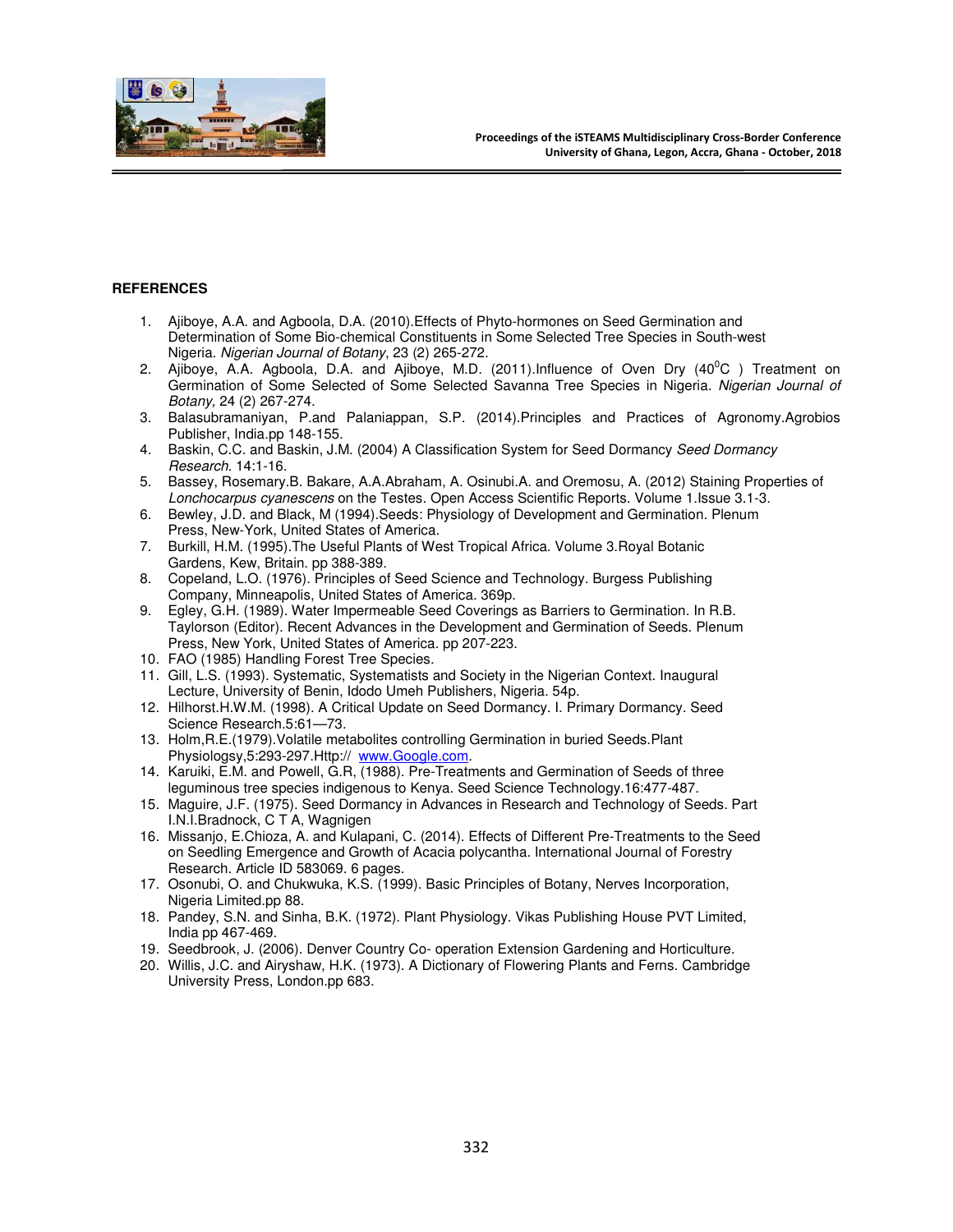**REFERENCES**

1. Ajiboye, A.A. and Agboola, D.A. (2010).Effects of Phyto-hormones on Seed Germination and Determination of Some Bio-chemical Constituents in Some Selected Tree Species in South-west Nigeria. *Nigerian Journal of Botany*, 23 (2) 265-272.
2. Ajiboye, A.A. Agboola, D.A. and Ajiboye, M.D. (2011).Influence of Oven Dry ($40^0$C ) Treatment on Germination of Some Selected of Some Selected Savanna Tree Species in Nigeria. *Nigerian Journal of Botany,* 24 (2) 267-274.
3. Balasubramaniyan, P.and Palaniappan, S.P. (2014).Principles and Practices of Agronomy.Agrobios Publisher, India.pp 148-155.
4. Baskin, C.C. and Baskin, J.M. (2004) A Classification System for Seed Dormancy *Seed Dormancy Research*. 14:1-16.
5. Bassey, Rosemary.B. Bakare, A.A.Abraham, A. Osinubi.A. and Oremosu, A. (2012) Staining Properties of *Lonchocarpus cyanescens* on the Testes. Open Access Scientific Reports. Volume 1.Issue 3.1-3.
6. Bewley, J.D. and Black, M (1994).Seeds: Physiology of Development and Germination. Plenum Press, New-York, United States of America.
7. Burkill, H.M. (1995).The Useful Plants of West Tropical Africa. Volume 3.Royal Botanic Gardens, Kew, Britain. pp 388-389.
8. Copeland, L.O. (1976). Principles of Seed Science and Technology. Burgess Publishing Company, Minneapolis, United States of America. 369p.
9. Egley, G.H. (1989). Water Impermeable Seed Coverings as Barriers to Germination. In R.B. Taylorson (Editor). Recent Advances in the Development and Germination of Seeds. Plenum Press, New York, United States of America. pp 207-223.
10. FAO (1985) Handling Forest Tree Species.
11. Gill, L.S. (1993). Systematic, Systematists and Society in the Nigerian Context. Inaugural Lecture, University of Benin, Idodo Umeh Publishers, Nigeria. 54p.
12. Hilhorst.H.W.M. (1998). A Critical Update on Seed Dormancy. I. Primary Dormancy. Seed Science Research.5:61—73.
13. Holm,R.E.(1979).Volatile metabolites controlling Germination in buried Seeds.Plant Physiologsy,5:293-297.Http:// www.Google.com.
14. Karuiki, E.M. and Powell, G.R, (1988). Pre-Treatments and Germination of Seeds of three leguminous tree species indigenous to Kenya. Seed Science Technology.16:477-487.
15. Maguire, J.F. (1975). Seed Dormancy in Advances in Research and Technology of Seeds. Part I.N.I.Bradnock, C T A, Wagnigen
16. Missanjo, E.Chioza, A. and Kulapani, C. (2014). Effects of Different Pre-Treatments to the Seed on Seedling Emergence and Growth of Acacia polycantha. International Journal of Forestry Research. Article ID 583069. 6 pages.
17. Osonubi, O. and Chukwuka, K.S. (1999). Basic Principles of Botany, Nerves Incorporation, Nigeria Limited.pp 88.
18. Pandey, S.N. and Sinha, B.K. (1972). Plant Physiology. Vikas Publishing House PVT Limited, India pp 467-469.
19. Seedbrook, J. (2006). Denver Country Co- operation Extension Gardening and Horticulture.
20. Willis, J.C. and Airyshaw, H.K. (1973). A Dictionary of Flowering Plants and Ferns. Cambridge University Press, London.pp 683.